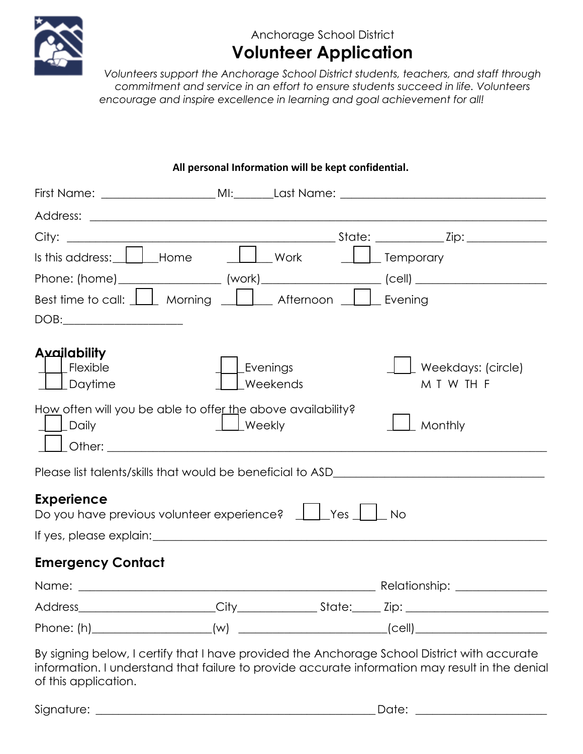Anchorage School District

# Volunteer Application

*Volunteers support the Anchorage School District students, teachers, and staff through commitment and service in an effort to ensure students succeed in life. Volunteers encourage and inspire excellence in learning and goal achievement for all!*

**All personal Information will be kept confidential.**

First Name: ____________________ MI:_______Last Name: ____________________________________

Address: ______________________________________________________________________________

City: _______________________________________________ State: ___________Zip: _____________

Is this address: ☐ Home ☐ Work ☐ Temporary

Phone: (home)_________________ (work)____________________ (cell) ______________________

Best time to call: ☐ Morning ☐ Afternoon ☐ Evening

DOB:_____________________

## Availability

☐ Flexible ☐ Evenings ☐ Weekdays: (circle)

☐ Daytime ☐ Weekends M T W TH F

How often will you be able to offer the above availability?

☐ Daily ☐ Weekly ☐ Monthly

☐ Other: ______________________________________________________________________________

Please list talents/skills that would be beneficial to ASD____________________________________

## Experience

Do you have previous volunteer experience? ☐ Yes ☐ No

If yes, please explain:________________________________________________________________

## Emergency Contact

Name: ____________________________________________________ Relationship: _______________

Address_______________________City_____________ State:_____ Zip: _______________________

Phone: (h)____________________(w) _________________________(cell)______________________

By signing below, I certify that I have provided the Anchorage School District with accurate information. I understand that failure to provide accurate information may result in the denial of this application.

Signature: _________________________________________________ Date: ______________________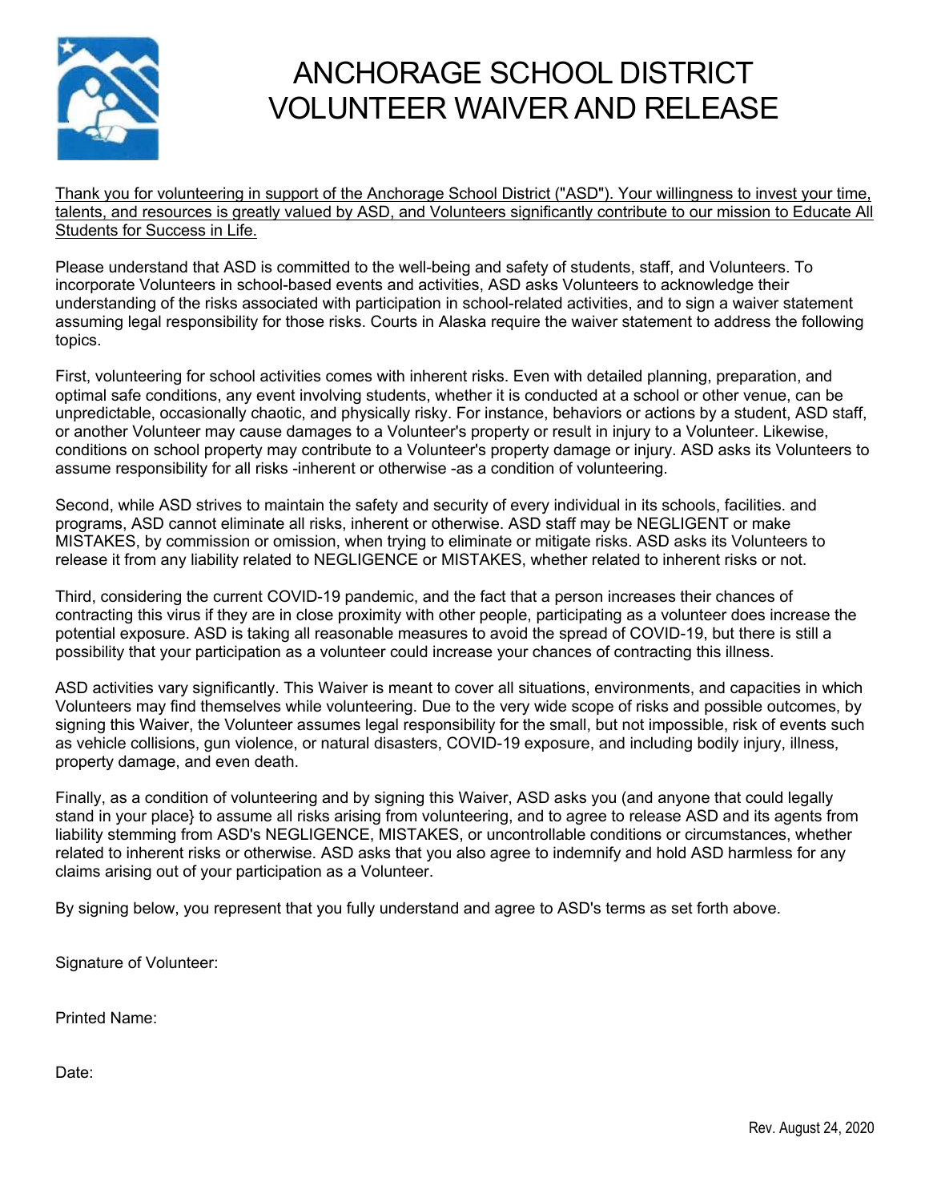# ANCHORAGE SCHOOL DISTRICT VOLUNTEER WAIVER AND RELEASE

Thank you for volunteering in support of the Anchorage School District ("ASD"). Your willingness to invest your time, talents, and resources is greatly valued by ASD, and Volunteers significantly contribute to our mission to Educate All Students for Success in Life.

Please understand that ASD is committed to the well-being and safety of students, staff, and Volunteers. To incorporate Volunteers in school-based events and activities, ASD asks Volunteers to acknowledge their understanding of the risks associated with participation in school-related activities, and to sign a waiver statement assuming legal responsibility for those risks. Courts in Alaska require the waiver statement to address the following topics.

First, volunteering for school activities comes with inherent risks. Even with detailed planning, preparation, and optimal safe conditions, any event involving students, whether it is conducted at a school or other venue, can be unpredictable, occasionally chaotic, and physically risky. For instance, behaviors or actions by a student, ASD staff, or another Volunteer may cause damages to a Volunteer's property or result in injury to a Volunteer. Likewise, conditions on school property may contribute to a Volunteer's property damage or injury. ASD asks its Volunteers to assume responsibility for all risks -inherent or otherwise -as a condition of volunteering.

Second, while ASD strives to maintain the safety and security of every individual in its schools, facilities. and programs, ASD cannot eliminate all risks, inherent or otherwise. ASD staff may be NEGLIGENT or make MISTAKES, by commission or omission, when trying to eliminate or mitigate risks. ASD asks its Volunteers to release it from any liability related to NEGLIGENCE or MISTAKES, whether related to inherent risks or not.

Third, considering the current COVID-19 pandemic, and the fact that a person increases their chances of contracting this virus if they are in close proximity with other people, participating as a volunteer does increase the potential exposure. ASD is taking all reasonable measures to avoid the spread of COVID-19, but there is still a possibility that your participation as a volunteer could increase your chances of contracting this illness.

ASD activities vary significantly. This Waiver is meant to cover all situations, environments, and capacities in which Volunteers may find themselves while volunteering. Due to the very wide scope of risks and possible outcomes, by signing this Waiver, the Volunteer assumes legal responsibility for the small, but not impossible, risk of events such as vehicle collisions, gun violence, or natural disasters, COVID-19 exposure, and including bodily injury, illness, property damage, and even death.

Finally, as a condition of volunteering and by signing this Waiver, ASD asks you (and anyone that could legally stand in your place} to assume all risks arising from volunteering, and to agree to release ASD and its agents from liability stemming from ASD's NEGLIGENCE, MISTAKES, or uncontrollable conditions or circumstances, whether related to inherent risks or otherwise. ASD asks that you also agree to indemnify and hold ASD harmless for any claims arising out of your participation as a Volunteer.

By signing below, you represent that you fully understand and agree to ASD's terms as set forth above.

Signature of Volunteer:

Printed Name:

Date:

Rev. August 24, 2020